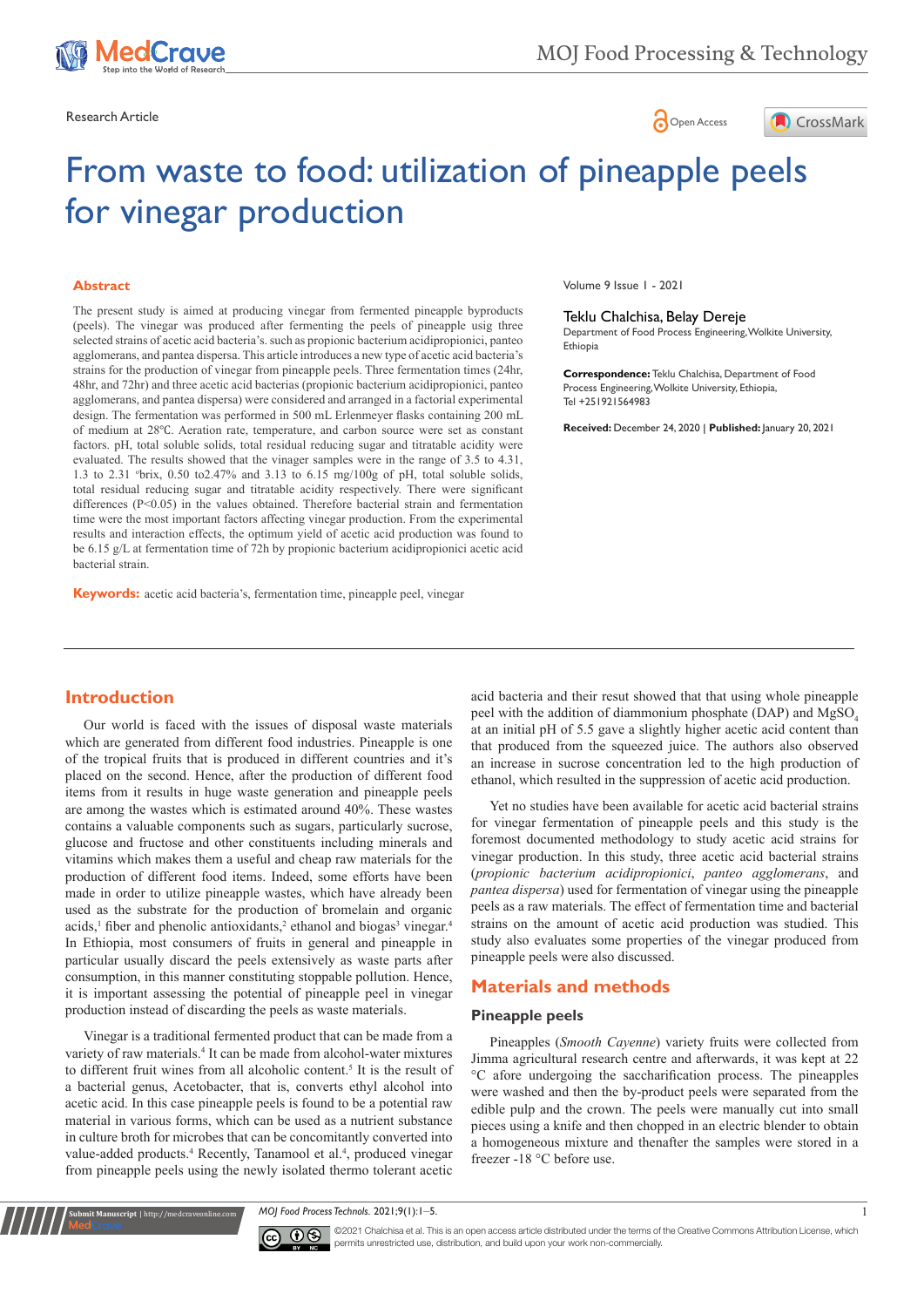Research Article

# From waste to food: utilization of pineapple peels for vinegar production

Volume 9 Issue 1 - 2021

Teklu Chalchisa, Belay Dereje

Department of Food Process Engineering, Wolkite University, Ethiopia

**Correspondence:** Teklu Chalchisa, Department of Food Process Engineering, Wolkite University, Ethiopia, Tel +251921564983

**Received:** December 24, 2020 | **Published:** January 20, 2021

## Abstract

The present study is aimed at producing vinegar from fermented pineapple byproducts (peels). The vinegar was produced after fermenting the peels of pineapple usig three selected strains of acetic acid bacteria's. such as propionic bacterium acidipropionici, panteo agglomerans, and pantea dispersa. This article introduces a new type of acetic acid bacteria's strains for the production of vinegar from pineapple peels. Three fermentation times (24hr, 48hr, and 72hr) and three acetic acid bacterias (propionic bacterium acidipropionici, panteo agglomerans, and pantea dispersa) were considered and arranged in a factorial experimental design. The fermentation was performed in 500 mL Erlenmeyer flasks containing 200 mL of medium at 28°C. Aeration rate, temperature, and carbon source were set as constant factors. pH, total soluble solids, total residual reducing sugar and titratable acidity were evaluated. The results showed that the vinager samples were in the range of 3.5 to 4.31, 1.3 to 2.31 °brix, 0.50 to2.47% and 3.13 to 6.15 mg/100g of pH, total soluble solids, total residual reducing sugar and titratable acidity respectively. There were significant differences ($P<0.05$) in the values obtained. Therefore bacterial strain and fermentation time were the most important factors affecting vinegar production. From the experimental results and interaction effects, the optimum yield of acetic acid production was found to be 6.15 g/L at fermentation time of 72h by propionic bacterium acidipropionici acetic acid bacterial strain.

**Keywords:** acetic acid bacteria's, fermentation time, pineapple peel, vinegar

## Introduction

Our world is faced with the issues of disposal waste materials which are generated from different food industries. Pineapple is one of the tropical fruits that is produced in different countries and it's placed on the second. Hence, after the production of different food items from it results in huge waste generation and pineapple peels are among the wastes which is estimated around 40%. These wastes contains a valuable components such as sugars, particularly sucrose, glucose and fructose and other constituents including minerals and vitamins which makes them a useful and cheap raw materials for the production of different food items. Indeed, some efforts have been made in order to utilize pineapple wastes, which have already been used as the substrate for the production of bromelain and organic acids,[1] fiber and phenolic antioxidants,[2] ethanol and biogas[3] vinegar.[4] In Ethiopia, most consumers of fruits in general and pineapple in particular usually discard the peels extensively as waste parts after consumption, in this manner constituting stoppable pollution. Hence, it is important assessing the potential of pineapple peel in vinegar production instead of discarding the peels as waste materials.

Vinegar is a traditional fermented product that can be made from a variety of raw materials.[4] It can be made from alcohol-water mixtures to different fruit wines from all alcoholic content.[5] It is the result of a bacterial genus, Acetobacter, that is, converts ethyl alcohol into acetic acid. In this case pineapple peels is found to be a potential raw material in various forms, which can be used as a nutrient substance in culture broth for microbes that can be concomitantly converted into value-added products.[4] Recently, Tanamool et al.[4], produced vinegar from pineapple peels using the newly isolated thermo tolerant acetic acid bacteria and their resut showed that that using whole pineapple peel with the addition of diammonium phosphate (DAP) and $MgSO_4$ at an initial pH of 5.5 gave a slightly higher acetic acid content than that produced from the squeezed juice. The authors also observed an increase in sucrose concentration led to the high production of ethanol, which resulted in the suppression of acetic acid production.

Yet no studies have been available for acetic acid bacterial strains for vinegar fermentation of pineapple peels and this study is the foremost documented methodology to study acetic acid strains for vinegar production. In this study, three acetic acid bacterial strains (*propionic bacterium acidipropionici*, *panteo agglomerans*, and *pantea dispersa*) used for fermentation of vinegar using the pineapple peels as a raw materials. The effect of fermentation time and bacterial strains on the amount of acetic acid production was studied. This study also evaluates some properties of the vinegar produced from pineapple peels were also discussed.

## Materials and methods

### Pineapple peels

Pineapples (*Smooth Cayenne*) variety fruits were collected from Jimma agricultural research centre and afterwards, it was kept at 22 °C afore undergoing the saccharification process. The pineapples were washed and then the by-product peels were separated from the edible pulp and the crown. The peels were manually cut into small pieces using a knife and then chopped in an electric blender to obtain a homogeneous mixture and thenafter the samples were stored in a freezer -18 °C before use.

©2021 Chalchisa et al. This is an open access article distributed under the terms of the Creative Commons Attribution License, which permits unrestricted use, distribution, and build upon your work non-commercially.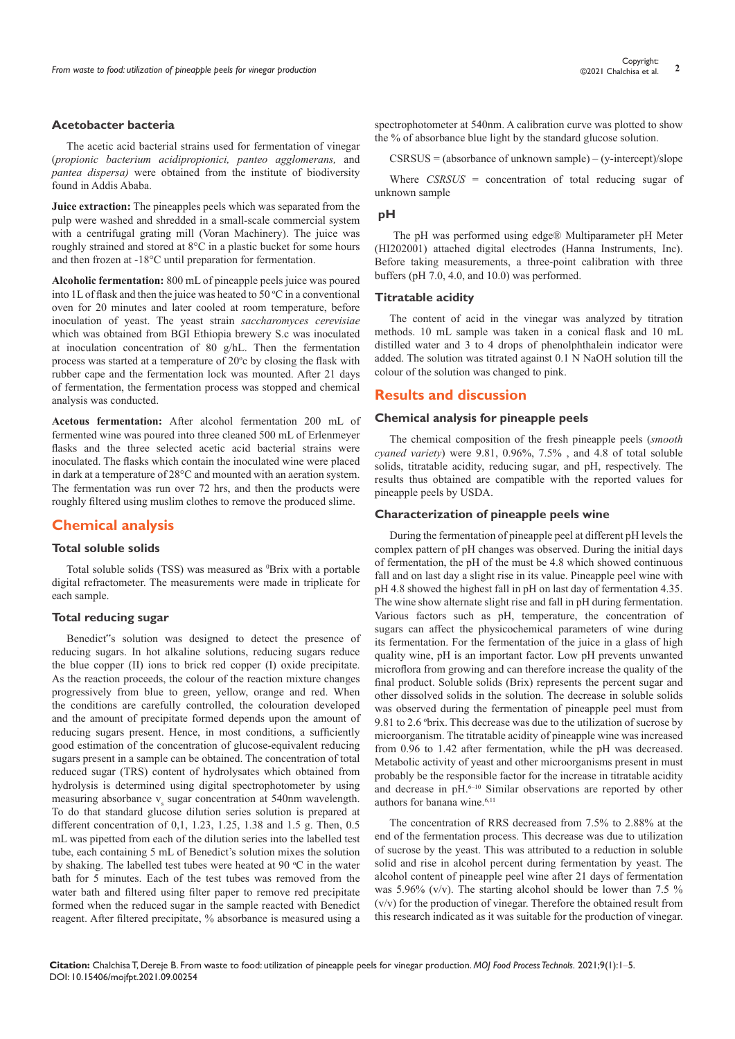### Acetobacter bacteria

The acetic acid bacterial strains used for fermentation of vinegar (*propionic bacterium acidipropionici, panteo agglomerans,* and *pantea dispersa)* were obtained from the institute of biodiversity found in Addis Ababa.

**Juice extraction:** The pineapples peels which was separated from the pulp were washed and shredded in a small-scale commercial system with a centrifugal grating mill (Voran Machinery). The juice was roughly strained and stored at 8°C in a plastic bucket for some hours and then frozen at -18°C until preparation for fermentation.

**Alcoholic fermentation:** 800 mL of pineapple peels juice was poured into 1L of flask and then the juice was heated to 50 °C in a conventional oven for 20 minutes and later cooled at room temperature, before inoculation of yeast. The yeast strain *saccharomyces cerevisiae* which was obtained from BGI Ethiopia brewery S.c was inoculated at inoculation concentration of 80 g/hL. Then the fermentation process was started at a temperature of 20°c by closing the flask with rubber cape and the fermentation lock was mounted. After 21 days of fermentation, the fermentation process was stopped and chemical analysis was conducted.

**Acetous fermentation:** After alcohol fermentation 200 mL of fermented wine was poured into three cleaned 500 mL of Erlenmeyer flasks and the three selected acetic acid bacterial strains were inoculated. The flasks which contain the inoculated wine were placed in dark at a temperature of 28°C and mounted with an aeration system. The fermentation was run over 72 hrs, and then the products were roughly filtered using muslim clothes to remove the produced slime.

## Chemical analysis

### Total soluble solids

Total soluble solids (TSS) was measured as °Brix with a portable digital refractometer. The measurements were made in triplicate for each sample.

### Total reducing sugar

Benedict"s solution was designed to detect the presence of reducing sugars. In hot alkaline solutions, reducing sugars reduce the blue copper (II) ions to brick red copper (I) oxide precipitate. As the reaction proceeds, the colour of the reaction mixture changes progressively from blue to green, yellow, orange and red. When the conditions are carefully controlled, the colouration developed and the amount of precipitate formed depends upon the amount of reducing sugars present. Hence, in most conditions, a sufficiently good estimation of the concentration of glucose-equivalent reducing sugars present in a sample can be obtained. The concentration of total reduced sugar (TRS) content of hydrolysates which obtained from hydrolysis is determined using digital spectrophotometer by using measuring absorbance $v_s$ sugar concentration at 540nm wavelength. To do that standard glucose dilution series solution is prepared at different concentration of 0,1, 1.23, 1.25, 1.38 and 1.5 g. Then, 0.5 mL was pipetted from each of the dilution series into the labelled test tube, each containing 5 mL of Benedict's solution mixes the solution by shaking. The labelled test tubes were heated at 90 °C in the water bath for 5 minutes. Each of the test tubes was removed from the water bath and filtered using filter paper to remove red precipitate formed when the reduced sugar in the sample reacted with Benedict reagent. After filtered precipitate, % absorbance is measured using a spectrophotometer at 540nm. A calibration curve was plotted to show the % of absorbance blue light by the standard glucose solution.

CSRSUS = (absorbance of unknown sample) – (y-intercept)/slope

Where *CSRSUS* = concentration of total reducing sugar of unknown sample

### pH

The pH was performed using edge® Multiparameter pH Meter (HI202001) attached digital electrodes (Hanna Instruments, Inc). Before taking measurements, a three-point calibration with three buffers (pH 7.0, 4.0, and 10.0) was performed.

### Titratable acidity

The content of acid in the vinegar was analyzed by titration methods. 10 mL sample was taken in a conical flask and 10 mL distilled water and 3 to 4 drops of phenolphthalein indicator were added. The solution was titrated against 0.1 N NaOH solution till the colour of the solution was changed to pink.

## Results and discussion

### Chemical analysis for pineapple peels

The chemical composition of the fresh pineapple peels (*smooth cyaned variety*) were 9.81, 0.96%, 7.5% , and 4.8 of total soluble solids, titratable acidity, reducing sugar, and pH, respectively. The results thus obtained are compatible with the reported values for pineapple peels by USDA.

### Characterization of pineapple peels wine

During the fermentation of pineapple peel at different pH levels the complex pattern of pH changes was observed. During the initial days of fermentation, the pH of the must be 4.8 which showed continuous fall and on last day a slight rise in its value. Pineapple peel wine with pH 4.8 showed the highest fall in pH on last day of fermentation 4.35. The wine show alternate slight rise and fall in pH during fermentation. Various factors such as pH, temperature, the concentration of sugars can affect the physicochemical parameters of wine during its fermentation. For the fermentation of the juice in a glass of high quality wine, pH is an important factor. Low pH prevents unwanted microflora from growing and can therefore increase the quality of the final product. Soluble solids (Brix) represents the percent sugar and other dissolved solids in the solution. The decrease in soluble solids was observed during the fermentation of pineapple peel must from 9.81 to 2.6 °brix. This decrease was due to the utilization of sucrose by microorganism. The titratable acidity of pineapple wine was increased from 0.96 to 1.42 after fermentation, while the pH was decreased. Metabolic activity of yeast and other microorganisms present in must probably be the responsible factor for the increase in titratable acidity and decrease in pH.[6–10] Similar observations are reported by other authors for banana wine.[6,11]

The concentration of RRS decreased from 7.5% to 2.88% at the end of the fermentation process. This decrease was due to utilization of sucrose by the yeast. This was attributed to a reduction in soluble solid and rise in alcohol percent during fermentation by yeast. The alcohol content of pineapple peel wine after 21 days of fermentation was 5.96% (v/v). The starting alcohol should be lower than 7.5 % (v/v) for the production of vinegar. Therefore the obtained result from this research indicated as it was suitable for the production of vinegar.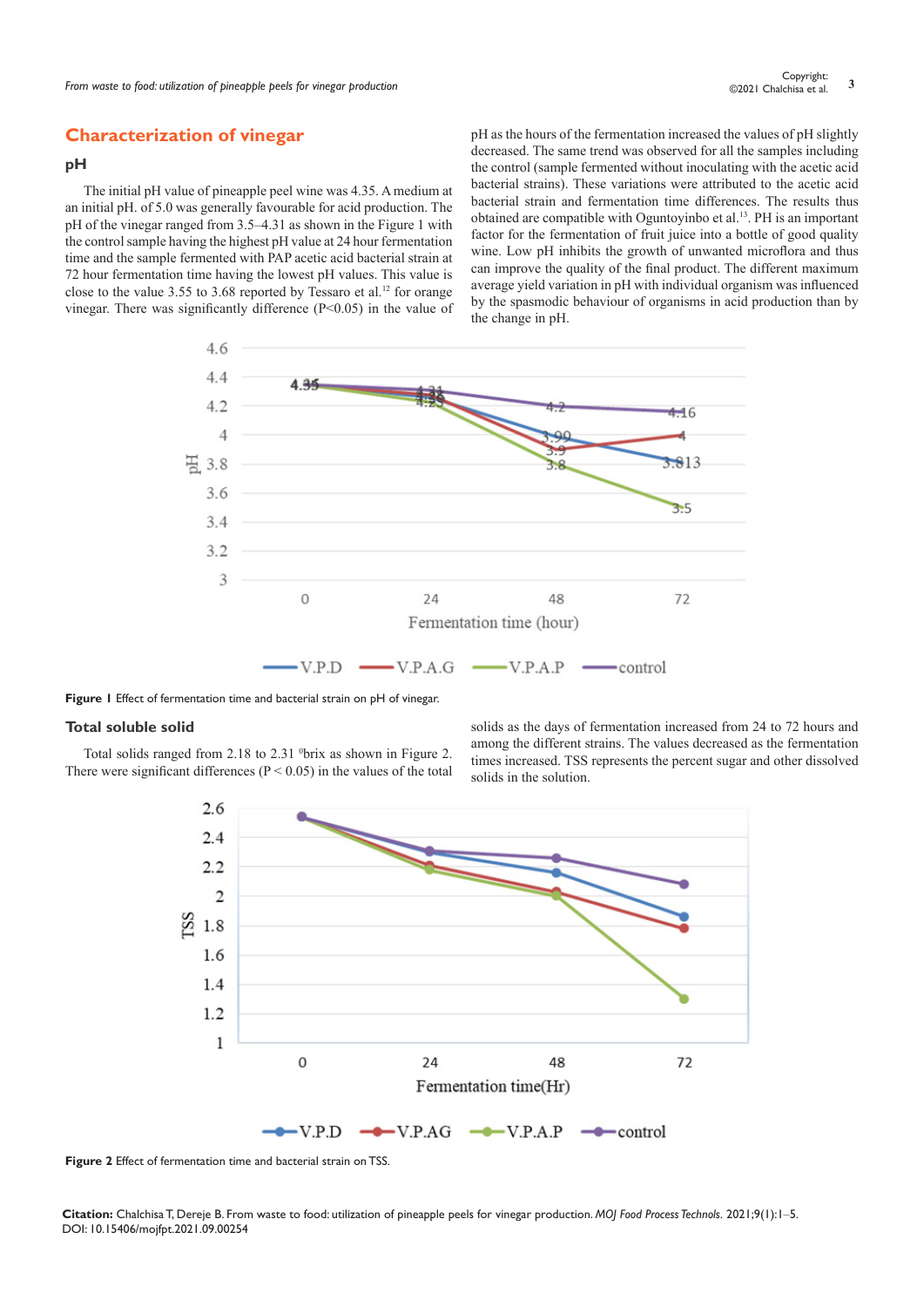## Characterization of vinegar

### pH

The initial pH value of pineapple peel wine was 4.35. A medium at an initial pH. of 5.0 was generally favourable for acid production. The pH of the vinegar ranged from 3.5–4.31 as shown in the Figure 1 with the control sample having the highest pH value at 24 hour fermentation time and the sample fermented with PAP acetic acid bacterial strain at 72 hour fermentation time having the lowest pH values. This value is close to the value 3.55 to 3.68 reported by Tessaro et al.[12] for orange vinegar. There was significantly difference ($P<0.05$) in the value of pH as the hours of the fermentation increased the values of pH slightly decreased. The same trend was observed for all the samples including the control (sample fermented without inoculating with the acetic acid bacterial strains). These variations were attributed to the acetic acid bacterial strain and fermentation time differences. The results thus obtained are compatible with Oguntoyinbo et al.[13]. PH is an important factor for the fermentation of fruit juice into a bottle of good quality wine. Low pH inhibits the growth of unwanted microflora and thus can improve the quality of the final product. The different maximum average yield variation in pH with individual organism was influenced by the spasmodic behaviour of organisms in acid production than by the change in pH.

**Figure 1** Effect of fermentation time and bacterial strain on pH of vinegar.

### Total soluble solid

Total solids ranged from 2.18 to 2.31 ⁰brix as shown in Figure 2. There were significant differences ($P < 0.05$) in the values of the total solids as the days of fermentation increased from 24 to 72 hours and among the different strains. The values decreased as the fermentation times increased. TSS represents the percent sugar and other dissolved solids in the solution.

**Figure 2** Effect of fermentation time and bacterial strain on TSS.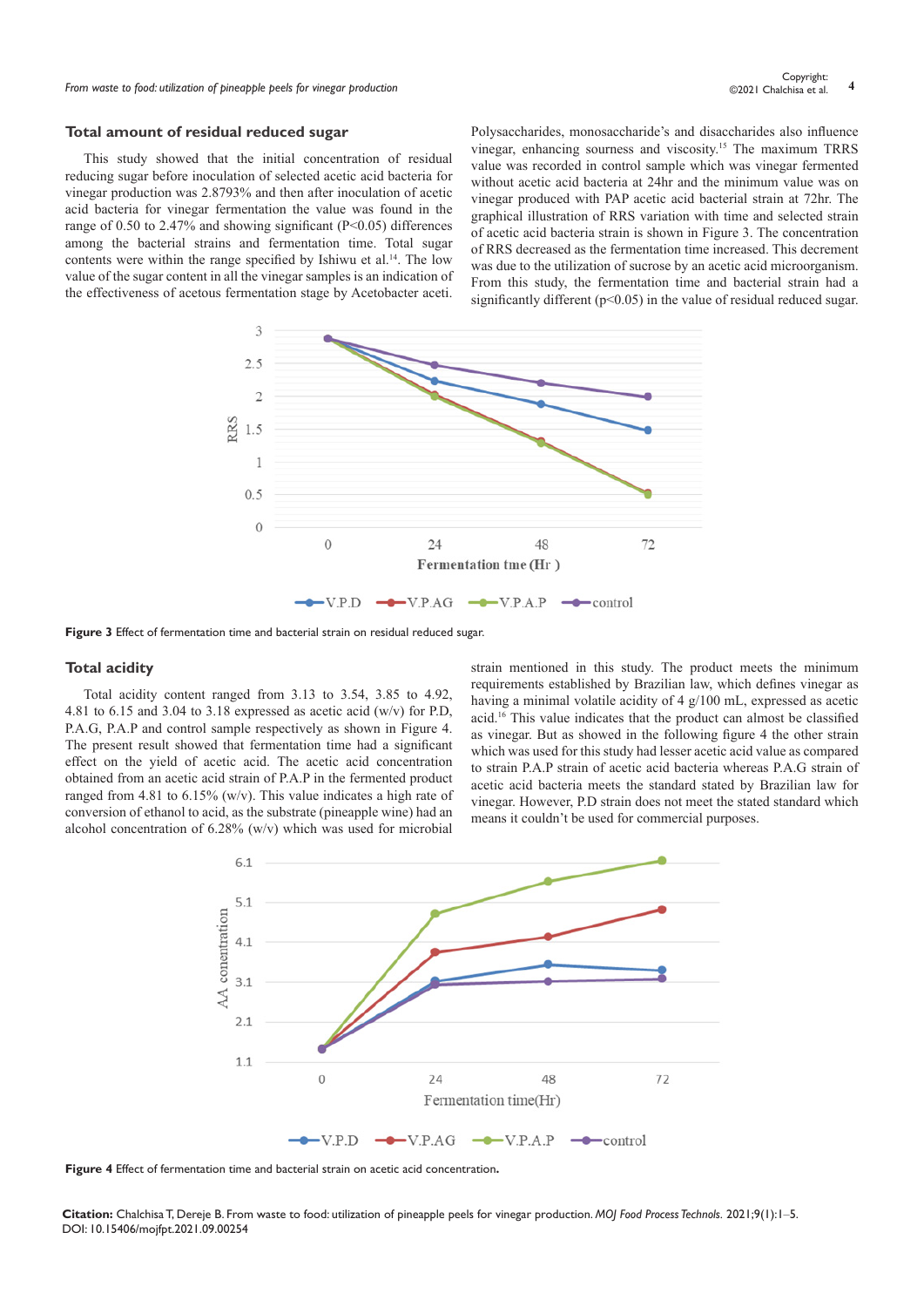## Total amount of residual reduced sugar

This study showed that the initial concentration of residual reducing sugar before inoculation of selected acetic acid bacteria for vinegar production was 2.8793% and then after inoculation of acetic acid bacteria for vinegar fermentation the value was found in the range of 0.50 to 2.47% and showing significant ($P<0.05$) differences among the bacterial strains and fermentation time. Total sugar contents were within the range specified by Ishiwu et al.[14]. The low value of the sugar content in all the vinegar samples is an indication of the effectiveness of acetous fermentation stage by Acetobacter aceti. Polysaccharides, monosaccharide's and disaccharides also influence vinegar, enhancing sourness and viscosity.[15] The maximum TRRS value was recorded in control sample which was vinegar fermented without acetic acid bacteria at 24hr and the minimum value was on vinegar produced with PAP acetic acid bacterial strain at 72hr. The graphical illustration of RRS variation with time and selected strain of acetic acid bacteria strain is shown in Figure 3. The concentration of RRS decreased as the fermentation time increased. This decrement was due to the utilization of sucrose by an acetic acid microorganism. From this study, the fermentation time and bacterial strain had a significantly different ($p<0.05$) in the value of residual reduced sugar.

**Figure 3** Effect of fermentation time and bacterial strain on residual reduced sugar.

## Total acidity

Total acidity content ranged from 3.13 to 3.54, 3.85 to 4.92, 4.81 to 6.15 and 3.04 to 3.18 expressed as acetic acid (w/v) for P.D, P.A.G, P.A.P and control sample respectively as shown in Figure 4. The present result showed that fermentation time had a significant effect on the yield of acetic acid. The acetic acid concentration obtained from an acetic acid strain of P.A.P in the fermented product ranged from 4.81 to 6.15% (w/v). This value indicates a high rate of conversion of ethanol to acid, as the substrate (pineapple wine) had an alcohol concentration of 6.28% (w/v) which was used for microbial strain mentioned in this study. The product meets the minimum requirements established by Brazilian law, which defines vinegar as having a minimal volatile acidity of 4 g/100 mL, expressed as acetic acid.[16] This value indicates that the product can almost be classified as vinegar. But as showed in the following figure 4 the other strain which was used for this study had lesser acetic acid value as compared to strain P.A.P strain of acetic acid bacteria whereas P.A.G strain of acetic acid bacteria meets the standard stated by Brazilian law for vinegar. However, P.D strain does not meet the stated standard which means it couldn't be used for commercial purposes.

**Figure 4** Effect of fermentation time and bacterial strain on acetic acid concentration.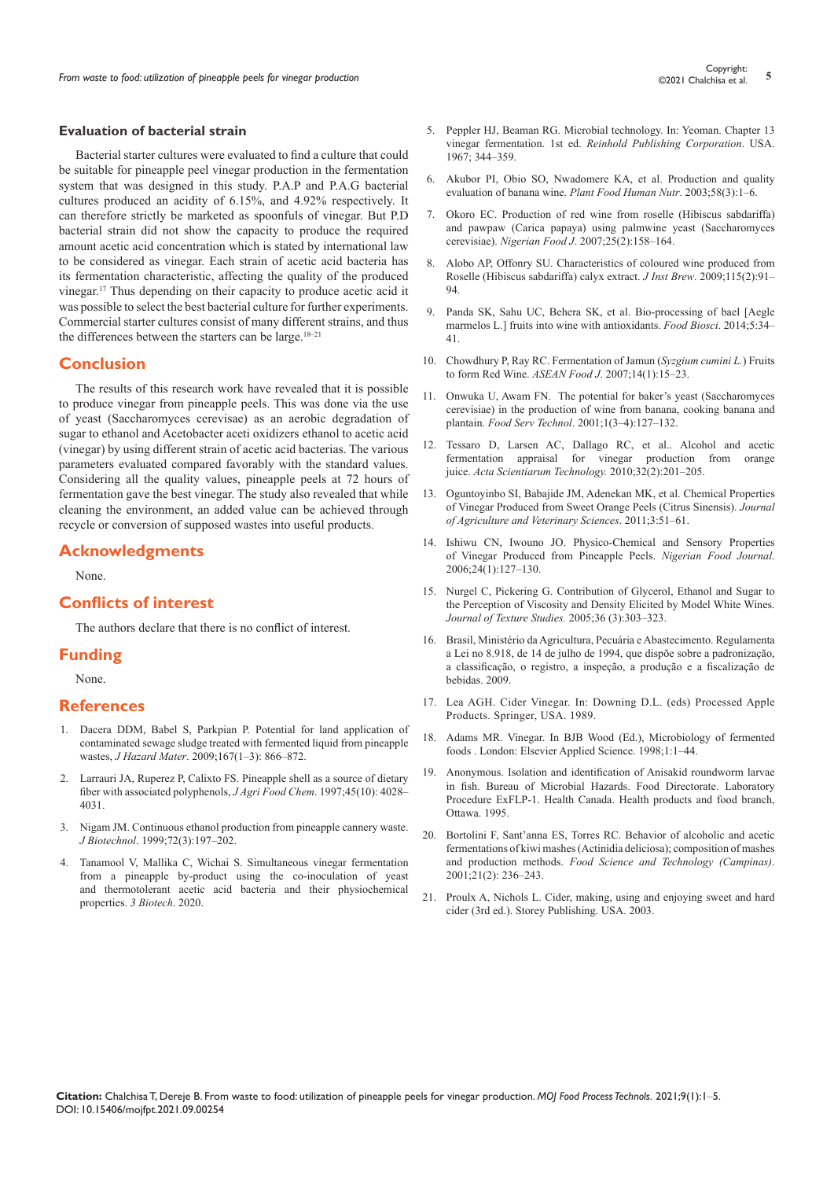## Evaluation of bacterial strain

Bacterial starter cultures were evaluated to find a culture that could be suitable for pineapple peel vinegar production in the fermentation system that was designed in this study. P.A.P and P.A.G bacterial cultures produced an acidity of 6.15%, and 4.92% respectively. It can therefore strictly be marketed as spoonfuls of vinegar. But P.D bacterial strain did not show the capacity to produce the required amount acetic acid concentration which is stated by international law to be considered as vinegar. Each strain of acetic acid bacteria has its fermentation characteristic, affecting the quality of the produced vinegar.[17] Thus depending on their capacity to produce acetic acid it was possible to select the best bacterial culture for further experiments. Commercial starter cultures consist of many different strains, and thus the differences between the starters can be large.[18–21]

## Conclusion

The results of this research work have revealed that it is possible to produce vinegar from pineapple peels. This was done via the use of yeast (Saccharomyces cerevisae) as an aerobic degradation of sugar to ethanol and Acetobacter aceti oxidizers ethanol to acetic acid (vinegar) by using different strain of acetic acid bacterias. The various parameters evaluated compared favorably with the standard values. Considering all the quality values, pineapple peels at 72 hours of fermentation gave the best vinegar. The study also revealed that while cleaning the environment, an added value can be achieved through recycle or conversion of supposed wastes into useful products.

## Acknowledgments

None.

## Conflicts of interest

The authors declare that there is no conflict of interest.

## Funding

None.

## References

1. Dacera DDM, Babel S, Parkpian P. Potential for land application of contaminated sewage sludge treated with fermented liquid from pineapple wastes, *J Hazard Mater*. 2009;167(1–3): 866–872.
2. Larrauri JA, Ruperez P, Calixto FS. Pineapple shell as a source of dietary fiber with associated polyphenols, *J Agri Food Chem*. 1997;45(10): 4028–4031.
3. Nigam JM. Continuous ethanol production from pineapple cannery waste. *J Biotechnol*. 1999;72(3):197–202.
4. Tanamool V, Mallika C, Wichai S. Simultaneous vinegar fermentation from a pineapple by-product using the co-inoculation of yeast and thermotolerant acetic acid bacteria and their physiochemical properties. *3 Biotech*. 2020.
5. Peppler HJ, Beaman RG. Microbial technology. In: Yeoman. Chapter 13 vinegar fermentation. 1st ed. *Reinhold Publishing Corporation*. USA. 1967; 344–359.
6. Akubor PI, Obio SO, Nwadomere KA, et al. Production and quality evaluation of banana wine. *Plant Food Human Nutr*. 2003;58(3):1–6.
7. Okoro EC. Production of red wine from roselle (Hibiscus sabdariffa) and pawpaw (Carica papaya) using palmwine yeast (Saccharomyces cerevisiae). *Nigerian Food J*. 2007;25(2):158–164.
8. Alobo AP, Offonry SU. Characteristics of coloured wine produced from Roselle (Hibiscus sabdariffa) calyx extract. *J Inst Brew*. 2009;115(2):91–94.
9. Panda SK, Sahu UC, Behera SK, et al. Bio-processing of bael [Aegle marmelos L.] fruits into wine with antioxidants. *Food Biosci*. 2014;5:34–41.
10. Chowdhury P, Ray RC. Fermentation of Jamun (*Syzgium cumini L.*) Fruits to form Red Wine. *ASEAN Food J*. 2007;14(1):15–23.
11. Onwuka U, Awam FN. The potential for baker's yeast (Saccharomyces cerevisiae) in the production of wine from banana, cooking banana and plantain. *Food Serv Technol*. 2001;1(3–4):127–132.
12. Tessaro D, Larsen AC, Dallago RC, et al.. Alcohol and acetic fermentation appraisal for vinegar production from orange juice. *Acta Scientiarum Technology.* 2010;32(2):201–205.
13. Oguntoyinbo SI, Babajide JM, Adenekan MK, et al. Chemical Properties of Vinegar Produced from Sweet Orange Peels (Citrus Sinensis). *Journal of Agriculture and Veterinary Sciences*. 2011;3:51–61.
14. Ishiwu CN, Iwouno JO. Physico-Chemical and Sensory Properties of Vinegar Produced from Pineapple Peels. *Nigerian Food Journal*. 2006;24(1):127–130.
15. Nurgel C, Pickering G. Contribution of Glycerol, Ethanol and Sugar to the Perception of Viscosity and Density Elicited by Model White Wines. *Journal of Texture Studies.* 2005;36 (3):303–323.
16. Brasil, Ministério da Agricultura, Pecuária e Abastecimento. Regulamenta a Lei no 8.918, de 14 de julho de 1994, que dispõe sobre a padronização, a classificação, o registro, a inspeção, a produção e a fiscalização de bebidas. 2009.
17. Lea AGH. Cider Vinegar. In: Downing D.L. (eds) Processed Apple Products. Springer, USA. 1989.
18. Adams MR. Vinegar. In BJB Wood (Ed.), Microbiology of fermented foods . London: Elsevier Applied Science. 1998;1:1–44.
19. Anonymous. Isolation and identification of Anisakid roundworm larvae in fish. Bureau of Microbial Hazards. Food Directorate. Laboratory Procedure ExFLP-1. Health Canada. Health products and food branch, Ottawa. 1995.
20. Bortolini F, Sant'anna ES, Torres RC. Behavior of alcoholic and acetic fermentations of kiwi mashes (Actinidia deliciosa); composition of mashes and production methods. *Food Science and Technology (Campinas)*. 2001;21(2): 236–243.
21. Proulx A, Nichols L. Cider, making, using and enjoying sweet and hard cider (3rd ed.). Storey Publishing. USA. 2003.